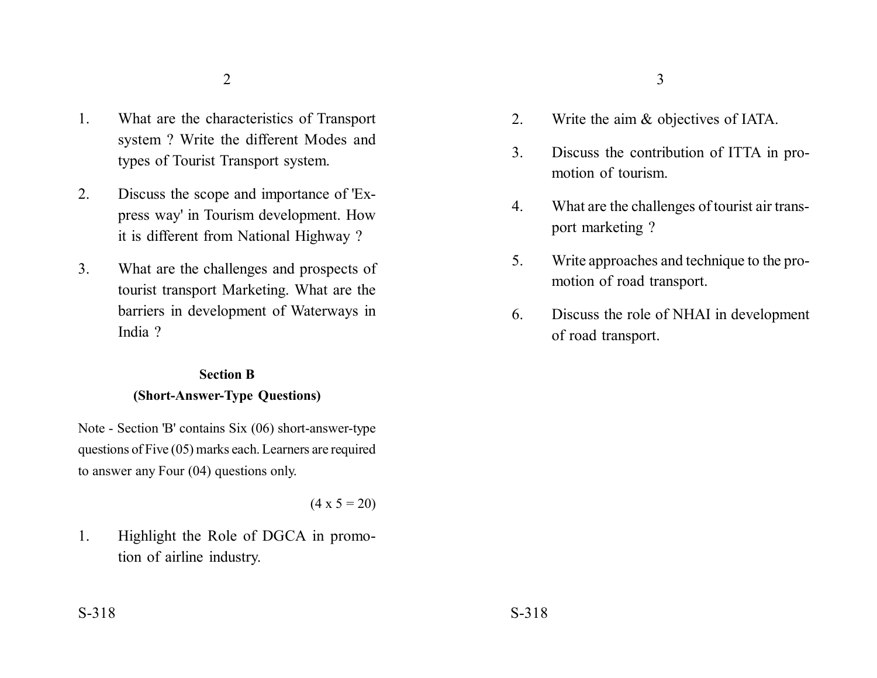1. What are the characteristics of Transport system ? Write the different Modes and types of Tourist Transport system.

2. Discuss the scope and importance of 'Express way' in Tourism development. How it is different from National Highway ?

3. What are the challenges and prospects of tourist transport Marketing. What are the barriers in development of Waterways in India ?

**Section B**

**(Short-Answer-Type Questions)**

Note - Section 'B' contains Six (06) short-answer-type questions of Five (05) marks each. Learners are required to answer any Four (04) questions only.

(4 x 5 = 20)

1. Highlight the Role of DGCA in promotion of airline industry.

2. Write the aim & objectives of IATA.

3. Discuss the contribution of ITTA in promotion of tourism.

4. What are the challenges of tourist air transport marketing ?

5. Write approaches and technique to the promotion of road transport.

6. Discuss the role of NHAI in development of road transport.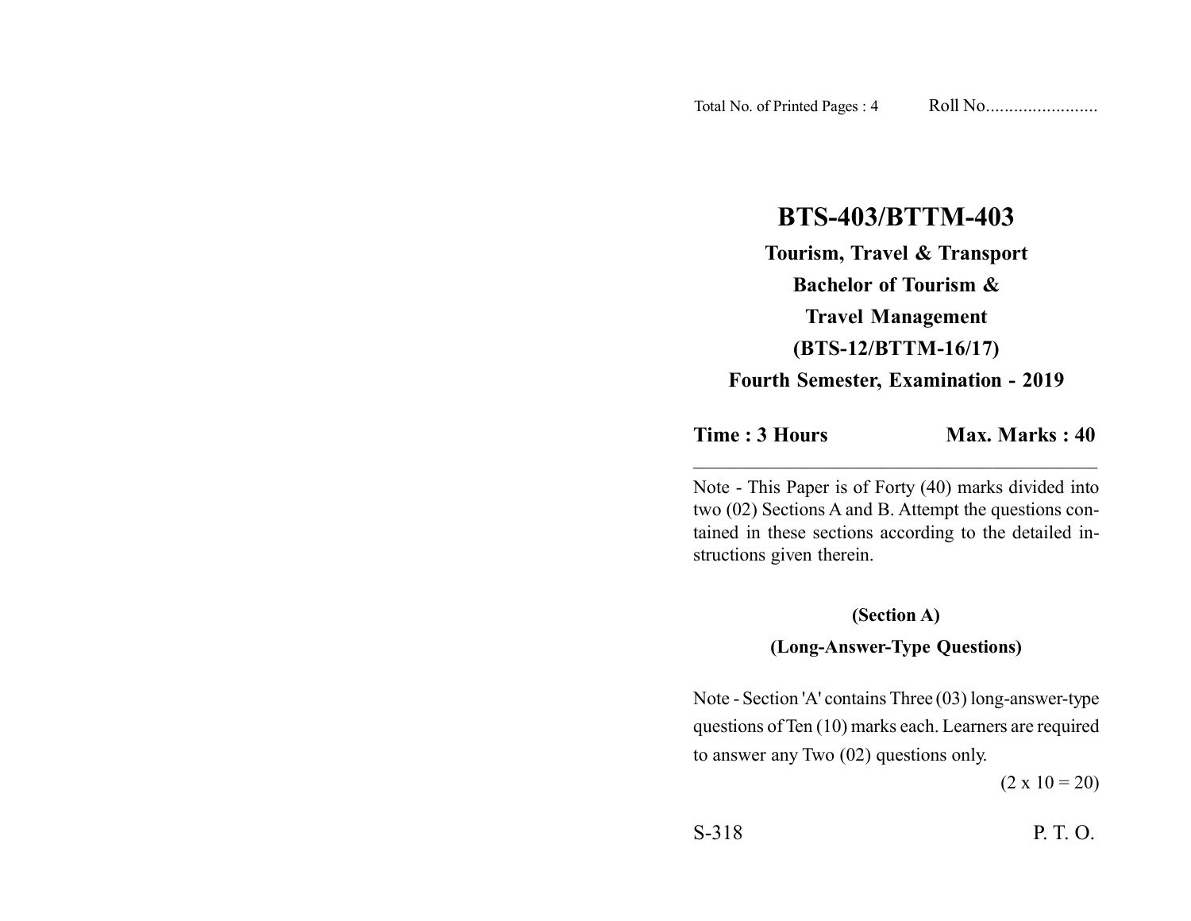Total No. of Printed Pages : 4 Roll No........................

# BTS-403/BTTM-403

**Tourism, Travel & Transport**

**Bachelor of Tourism &**

**Travel Management**

**(BTS-12/BTTM-16/17)**

**Fourth Semester, Examination - 2019**

**Time : 3 Hours** **Max. Marks : 40**

---

Note - This Paper is of Forty (40) marks divided into two (02) Sections A and B. Attempt the questions contained in these sections according to the detailed instructions given therein.

## (Section A)

## (Long-Answer-Type Questions)

Note - Section 'A' contains Three (03) long-answer-type questions of Ten (10) marks each. Learners are required to answer any Two (02) questions only.

(2 x 10 = 20)

S-318 P. T. O.